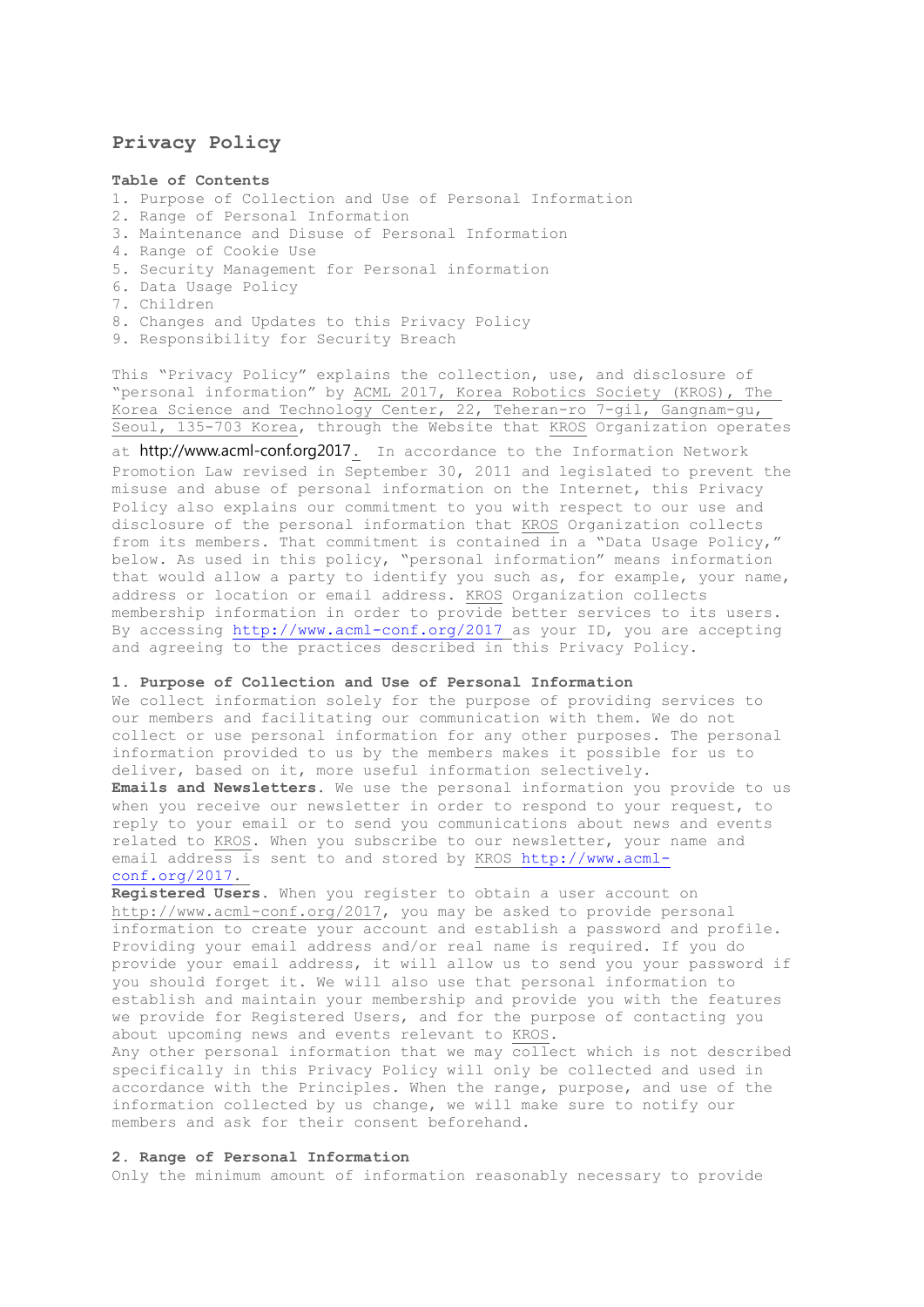# Privacy Policy

**Table of Contents**

1. Purpose of Collection and Use of Personal Information
2. Range of Personal Information
3. Maintenance and Disuse of Personal Information
4. Range of Cookie Use
5. Security Management for Personal information
6. Data Usage Policy
7. Children
8. Changes and Updates to this Privacy Policy
9. Responsibility for Security Breach

This "Privacy Policy" explains the collection, use, and disclosure of "personal information" by ACML 2017, Korea Robotics Society (KROS), The Korea Science and Technology Center, 22, Teheran-ro 7-gil, Gangnam-gu, Seoul, 135-703 Korea, through the Website that KROS Organization operates at http://www.acml-conf.org2017. In accordance to the Information Network Promotion Law revised in September 30, 2011 and legislated to prevent the misuse and abuse of personal information on the Internet, this Privacy Policy also explains our commitment to you with respect to our use and disclosure of the personal information that KROS Organization collects from its members. That commitment is contained in a "Data Usage Policy," below. As used in this policy, "personal information" means information that would allow a party to identify you such as, for example, your name, address or location or email address. KROS Organization collects membership information in order to provide better services to its users. By accessing http://www.acml-conf.org/2017 as your ID, you are accepting and agreeing to the practices described in this Privacy Policy.

## 1. Purpose of Collection and Use of Personal Information

We collect information solely for the purpose of providing services to our members and facilitating our communication with them. We do not collect or use personal information for any other purposes. The personal information provided to us by the members makes it possible for us to deliver, based on it, more useful information selectively.

**Emails and Newsletters.** We use the personal information you provide to us when you receive our newsletter in order to respond to your request, to reply to your email or to send you communications about news and events related to KROS. When you subscribe to our newsletter, your name and email address is sent to and stored by KROS http://www.acml-conf.org/2017.

**Registered Users.** When you register to obtain a user account on http://www.acml-conf.org/2017, you may be asked to provide personal information to create your account and establish a password and profile. Providing your email address and/or real name is required. If you do provide your email address, it will allow us to send you your password if you should forget it. We will also use that personal information to establish and maintain your membership and provide you with the features we provide for Registered Users, and for the purpose of contacting you about upcoming news and events relevant to KROS.

Any other personal information that we may collect which is not described specifically in this Privacy Policy will only be collected and used in accordance with the Principles. When the range, purpose, and use of the information collected by us change, we will make sure to notify our members and ask for their consent beforehand.

## 2. Range of Personal Information

Only the minimum amount of information reasonably necessary to provide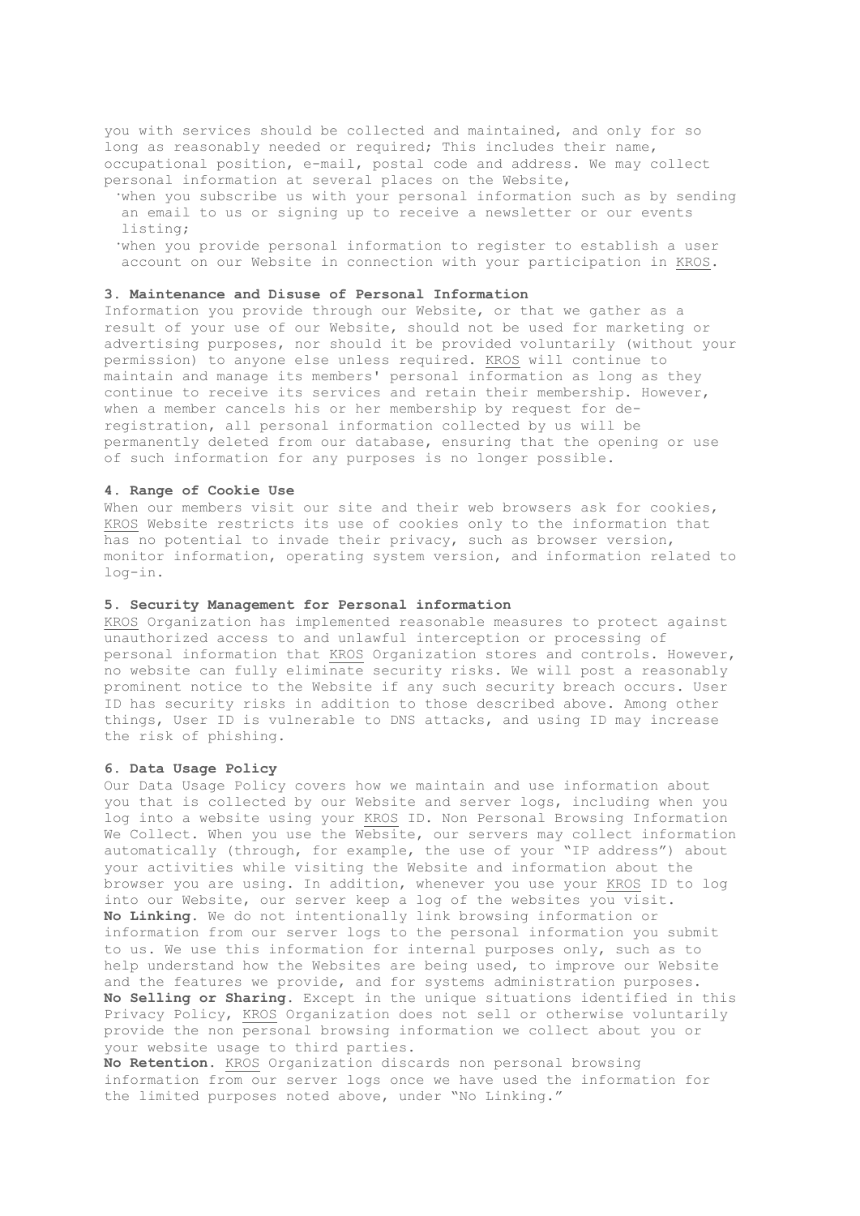you with services should be collected and maintained, and only for so long as reasonably needed or required; This includes their name, occupational position, e-mail, postal code and address. We may collect personal information at several places on the Website,

- when you subscribe us with your personal information such as by sending an email to us or signing up to receive a newsletter or our events listing;
- when you provide personal information to register to establish a user account on our Website in connection with your participation in KROS.

**3. Maintenance and Disuse of Personal Information**

Information you provide through our Website, or that we gather as a result of your use of our Website, should not be used for marketing or advertising purposes, nor should it be provided voluntarily (without your permission) to anyone else unless required. KROS will continue to maintain and manage its members' personal information as long as they continue to receive its services and retain their membership. However, when a member cancels his or her membership by request for de-registration, all personal information collected by us will be permanently deleted from our database, ensuring that the opening or use of such information for any purposes is no longer possible.

**4. Range of Cookie Use**

When our members visit our site and their web browsers ask for cookies, KROS Website restricts its use of cookies only to the information that has no potential to invade their privacy, such as browser version, monitor information, operating system version, and information related to log-in.

**5. Security Management for Personal information**

KROS Organization has implemented reasonable measures to protect against unauthorized access to and unlawful interception or processing of personal information that KROS Organization stores and controls. However, no website can fully eliminate security risks. We will post a reasonably prominent notice to the Website if any such security breach occurs. User ID has security risks in addition to those described above. Among other things, User ID is vulnerable to DNS attacks, and using ID may increase the risk of phishing.

**6. Data Usage Policy**

Our Data Usage Policy covers how we maintain and use information about you that is collected by our Website and server logs, including when you log into a website using your KROS ID. Non Personal Browsing Information We Collect. When you use the Website, our servers may collect information automatically (through, for example, the use of your "IP address") about your activities while visiting the Website and information about the browser you are using. In addition, whenever you use your KROS ID to log into our Website, our server keep a log of the websites you visit.

**No Linking.** We do not intentionally link browsing information or information from our server logs to the personal information you submit to us. We use this information for internal purposes only, such as to help understand how the Websites are being used, to improve our Website and the features we provide, and for systems administration purposes.

**No Selling or Sharing.** Except in the unique situations identified in this Privacy Policy, KROS Organization does not sell or otherwise voluntarily provide the non personal browsing information we collect about you or your website usage to third parties.

**No Retention.** KROS Organization discards non personal browsing information from our server logs once we have used the information for the limited purposes noted above, under "No Linking."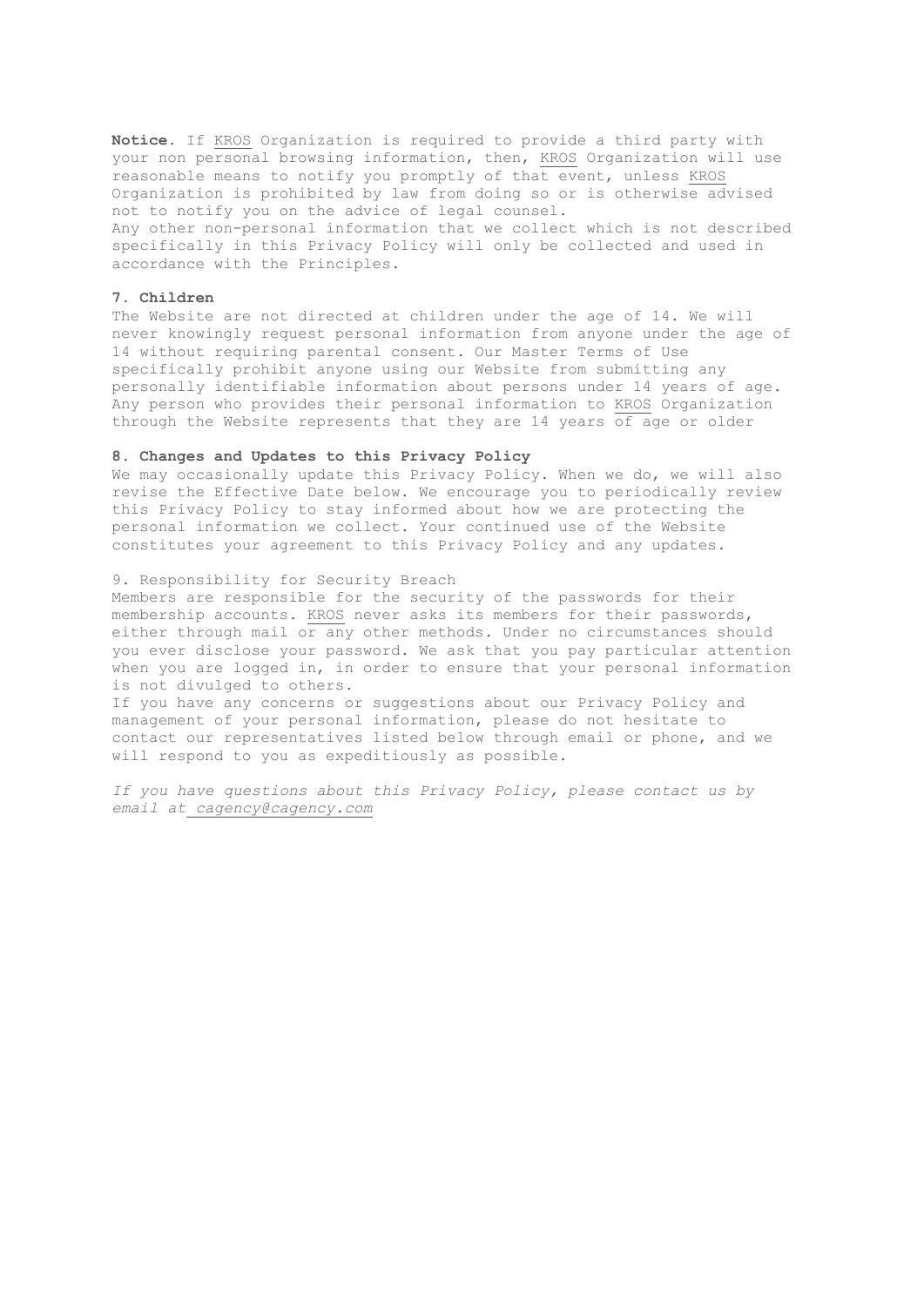**Notice.** If KROS Organization is required to provide a third party with your non personal browsing information, then, KROS Organization will use reasonable means to notify you promptly of that event, unless KROS Organization is prohibited by law from doing so or is otherwise advised not to notify you on the advice of legal counsel.
Any other non-personal information that we collect which is not described specifically in this Privacy Policy will only be collected and used in accordance with the Principles.

**7. Children**

The Website are not directed at children under the age of 14. We will never knowingly request personal information from anyone under the age of 14 without requiring parental consent. Our Master Terms of Use specifically prohibit anyone using our Website from submitting any personally identifiable information about persons under 14 years of age. Any person who provides their personal information to KROS Organization through the Website represents that they are 14 years of age or older

**8. Changes and Updates to this Privacy Policy**

We may occasionally update this Privacy Policy. When we do, we will also revise the Effective Date below. We encourage you to periodically review this Privacy Policy to stay informed about how we are protecting the personal information we collect. Your continued use of the Website constitutes your agreement to this Privacy Policy and any updates.

9. Responsibility for Security Breach

Members are responsible for the security of the passwords for their membership accounts. KROS never asks its members for their passwords, either through mail or any other methods. Under no circumstances should you ever disclose your password. We ask that you pay particular attention when you are logged in, in order to ensure that your personal information is not divulged to others.
If you have any concerns or suggestions about our Privacy Policy and management of your personal information, please do not hesitate to contact our representatives listed below through email or phone, and we will respond to you as expeditiously as possible.

*If you have questions about this Privacy Policy, please contact us by email at cagency@cagency.com*